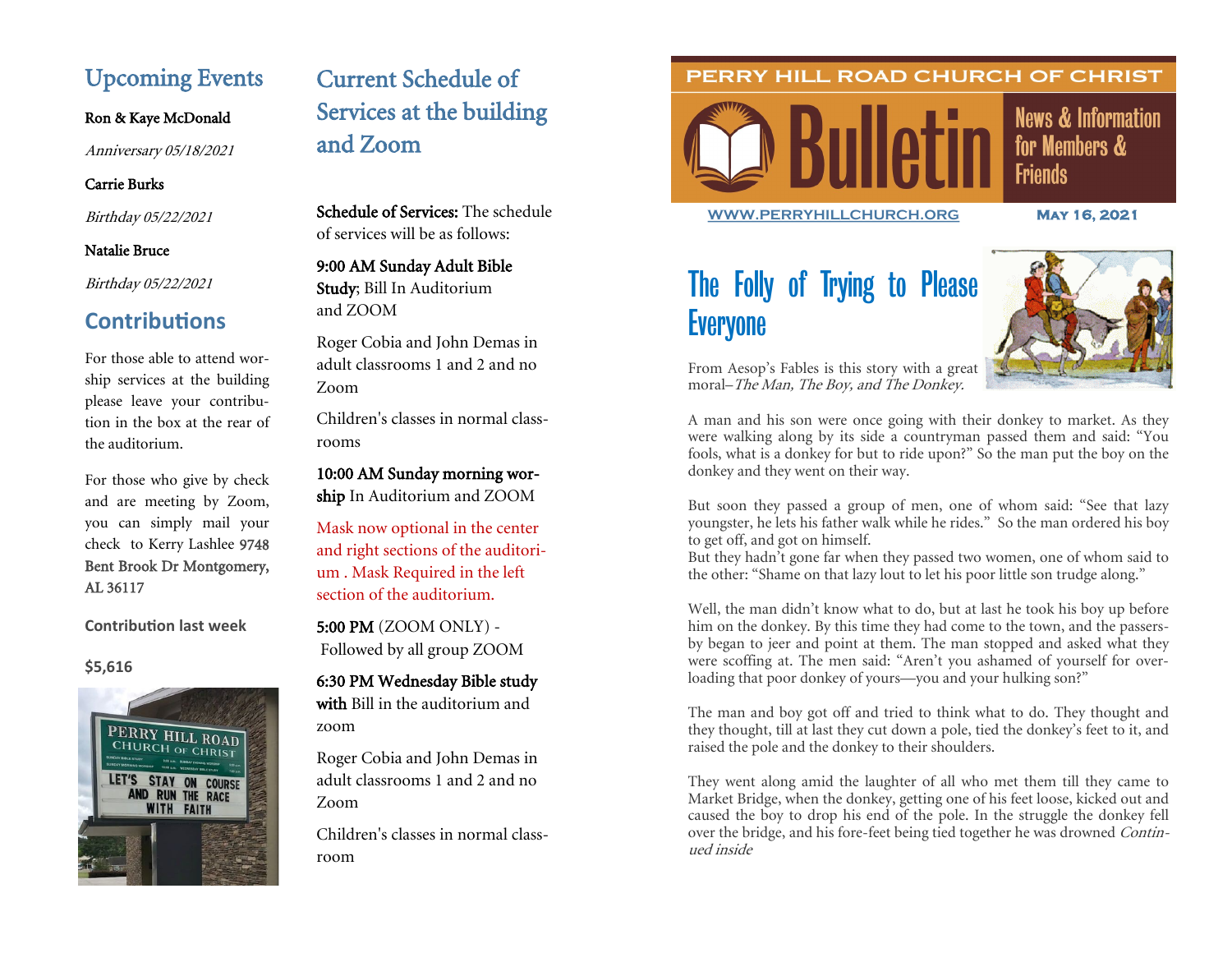## Upcoming Events

Ron & Kaye McDonald

*Anniversary 05/18/2021*

Carrie Burks

*Birthday 05/22/2021*

Natalie Bruce

*Birthday 05/22/2021*

## Contributions

For those able to attend worship services at the building please leave your contribution in the box at the rear of the auditorium.

For those who give by check and are meeting by Zoom, you can simply mail your check to Kerry Lashlee 9748 Bent Brook Dr Montgomery, AL 36117

**Contribution last week**

**$5,616**

## Current Schedule of Services at the building and Zoom

**Schedule of Services:** The schedule of services will be as follows:

**9:00 AM Sunday Adult Bible Study**; Bill In Auditorium and ZOOM

Roger Cobia and John Demas in adult classrooms 1 and 2 and no Zoom

Children's classes in normal classrooms

**10:00 AM Sunday morning worship** In Auditorium and ZOOM

Mask now optional in the center and right sections of the auditorium . Mask Required in the left section of the auditorium.

**5:00 PM** (ZOOM ONLY) - Followed by all group ZOOM

**6:30 PM Wednesday Bible study with** Bill in the auditorium and zoom

Roger Cobia and John Demas in adult classrooms 1 and 2 and no Zoom

Children's classes in normal classroom

PERRY HILL ROAD CHURCH OF CHRIST

# Bulletin

News & Information for Members & Friends

WWW.PERRYHILLCHURCH.ORG

MAY 16, 2021

## The Folly of Trying to Please Everyone

From Aesop's Fables is this story with a great moral–*The Man, The Boy, and The Donkey.*

A man and his son were once going with their donkey to market. As they were walking along by its side a countryman passed them and said: "You fools, what is a donkey for but to ride upon?" So the man put the boy on the donkey and they went on their way.

But soon they passed a group of men, one of whom said: "See that lazy youngster, he lets his father walk while he rides." So the man ordered his boy to get off, and got on himself.
But they hadn't gone far when they passed two women, one of whom said to the other: "Shame on that lazy lout to let his poor little son trudge along."

Well, the man didn't know what to do, but at last he took his boy up before him on the donkey. By this time they had come to the town, and the passers-by began to jeer and point at them. The man stopped and asked what they were scoffing at. The men said: "Aren't you ashamed of yourself for overloading that poor donkey of yours—you and your hulking son?"

The man and boy got off and tried to think what to do. They thought and they thought, till at last they cut down a pole, tied the donkey's feet to it, and raised the pole and the donkey to their shoulders.

They went along amid the laughter of all who met them till they came to Market Bridge, when the donkey, getting one of his feet loose, kicked out and caused the boy to drop his end of the pole. In the struggle the donkey fell over the bridge, and his fore-feet being tied together he was drowned *Continued inside*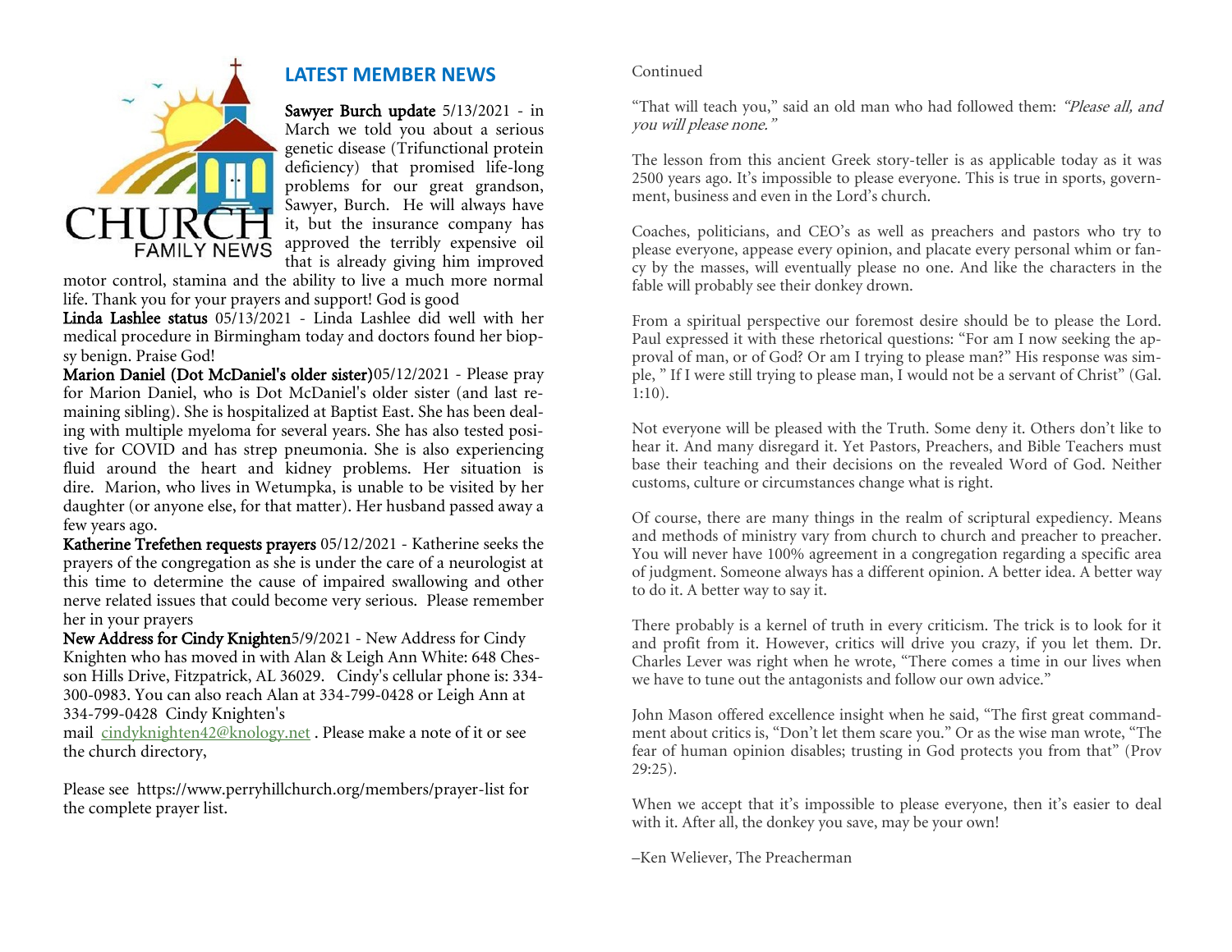## LATEST MEMBER NEWS

**Sawyer Burch update** 5/13/2021 - in March we told you about a serious genetic disease (Trifunctional protein deficiency) that promised life-long problems for our great grandson, Sawyer, Burch. He will always have it, but the insurance company has approved the terribly expensive oil that is already giving him improved motor control, stamina and the ability to live a much more normal life. Thank you for your prayers and support! God is good

**Linda Lashlee status** 05/13/2021 - Linda Lashlee did well with her medical procedure in Birmingham today and doctors found her biopsy benign. Praise God!

**Marion Daniel (Dot McDaniel's older sister)**05/12/2021 - Please pray for Marion Daniel, who is Dot McDaniel's older sister (and last remaining sibling). She is hospitalized at Baptist East. She has been dealing with multiple myeloma for several years. She has also tested positive for COVID and has strep pneumonia. She is also experiencing fluid around the heart and kidney problems. Her situation is dire. Marion, who lives in Wetumpka, is unable to be visited by her daughter (or anyone else, for that matter). Her husband passed away a few years ago.

**Katherine Trefethen requests prayers** 05/12/2021 - Katherine seeks the prayers of the congregation as she is under the care of a neurologist at this time to determine the cause of impaired swallowing and other nerve related issues that could become very serious. Please remember her in your prayers

**New Address for Cindy Knighten**5/9/2021 - New Address for Cindy Knighten who has moved in with Alan & Leigh Ann White: 648 Chesson Hills Drive, Fitzpatrick, AL 36029. Cindy's cellular phone is: 334-300-0983. You can also reach Alan at 334-799-0428 or Leigh Ann at 334-799-0428 Cindy Knighten's mail cindyknighten42@knology.net . Please make a note of it or see the church directory,

Please see https://www.perryhillchurch.org/members/prayer-list for the complete prayer list.

Continued

"That will teach you," said an old man who had followed them: *"Please all, and you will please none."*

The lesson from this ancient Greek story-teller is as applicable today as it was 2500 years ago. It's impossible to please everyone. This is true in sports, government, business and even in the Lord's church.

Coaches, politicians, and CEO's as well as preachers and pastors who try to please everyone, appease every opinion, and placate every personal whim or fancy by the masses, will eventually please no one. And like the characters in the fable will probably see their donkey drown.

From a spiritual perspective our foremost desire should be to please the Lord. Paul expressed it with these rhetorical questions: "For am I now seeking the approval of man, or of God? Or am I trying to please man?" His response was simple, " If I were still trying to please man, I would not be a servant of Christ" (Gal. 1:10).

Not everyone will be pleased with the Truth. Some deny it. Others don't like to hear it. And many disregard it. Yet Pastors, Preachers, and Bible Teachers must base their teaching and their decisions on the revealed Word of God. Neither customs, culture or circumstances change what is right.

Of course, there are many things in the realm of scriptural expediency. Means and methods of ministry vary from church to church and preacher to preacher. You will never have 100% agreement in a congregation regarding a specific area of judgment. Someone always has a different opinion. A better idea. A better way to do it. A better way to say it.

There probably is a kernel of truth in every criticism. The trick is to look for it and profit from it. However, critics will drive you crazy, if you let them. Dr. Charles Lever was right when he wrote, "There comes a time in our lives when we have to tune out the antagonists and follow our own advice."

John Mason offered excellence insight when he said, "The first great commandment about critics is, "Don't let them scare you." Or as the wise man wrote, "The fear of human opinion disables; trusting in God protects you from that" (Prov 29:25).

When we accept that it's impossible to please everyone, then it's easier to deal with it. After all, the donkey you save, may be your own!

–Ken Weliever, The Preacherman